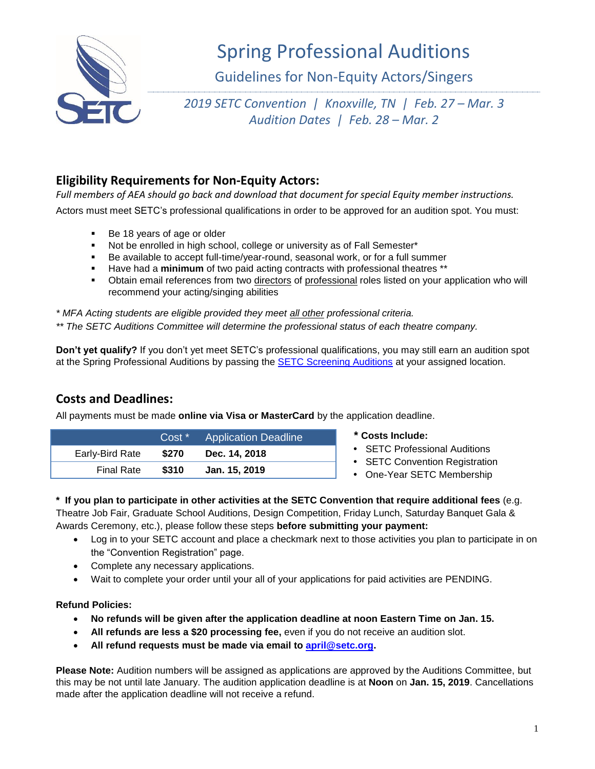# Spring Professional Auditions

## Guidelines for Non-Equity Actors/Singers

*2019 SETC Convention | Knoxville, TN | Feb. 27 – Mar. 3*
*Audition Dates | Feb. 28 – Mar. 2*

## Eligibility Requirements for Non-Equity Actors:

*Full members of AEA should go back and download that document for special Equity member instructions.*

Actors must meet SETC's professional qualifications in order to be approved for an audition spot. You must:

- Be 18 years of age or older
- Not be enrolled in high school, college or university as of Fall Semester*
- Be available to accept full-time/year-round, seasonal work, or for a full summer
- Have had a **minimum** of two paid acting contracts with professional theatres **
- Obtain email references from two directors of professional roles listed on your application who will recommend your acting/singing abilities

*\* MFA Acting students are eligible provided they meet all other professional criteria.*
*\*\* The SETC Auditions Committee will determine the professional status of each theatre company.*

**Don't yet qualify?** If you don't yet meet SETC's professional qualifications, you may still earn an audition spot at the Spring Professional Auditions by passing the SETC Screening Auditions at your assigned location.

## Costs and Deadlines:

All payments must be made **online via Visa or MasterCard** by the application deadline.

| | Cost * | Application Deadline |
|---|---|---|
| Early-Bird Rate | **$270** | **Dec. 14, 2018** |
| Final Rate | **$310** | **Jan. 15, 2019** |

**\* Costs Include:**

- SETC Professional Auditions
- SETC Convention Registration
- One-Year SETC Membership

**\* If you plan to participate in other activities at the SETC Convention that require additional fees** (e.g. Theatre Job Fair, Graduate School Auditions, Design Competition, Friday Lunch, Saturday Banquet Gala & Awards Ceremony, etc.), please follow these steps **before submitting your payment:**

- Log in to your SETC account and place a checkmark next to those activities you plan to participate in on the "Convention Registration" page.
- Complete any necessary applications.
- Wait to complete your order until your all of your applications for paid activities are PENDING.

**Refund Policies:**

- **No refunds will be given after the application deadline at noon Eastern Time on Jan. 15.**
- **All refunds are less a $20 processing fee,** even if you do not receive an audition slot.
- **All refund requests must be made via email to april@setc.org.**

**Please Note:** Audition numbers will be assigned as applications are approved by the Auditions Committee, but this may be not until late January. The audition application deadline is at **Noon** on **Jan. 15, 2019**. Cancellations made after the application deadline will not receive a refund.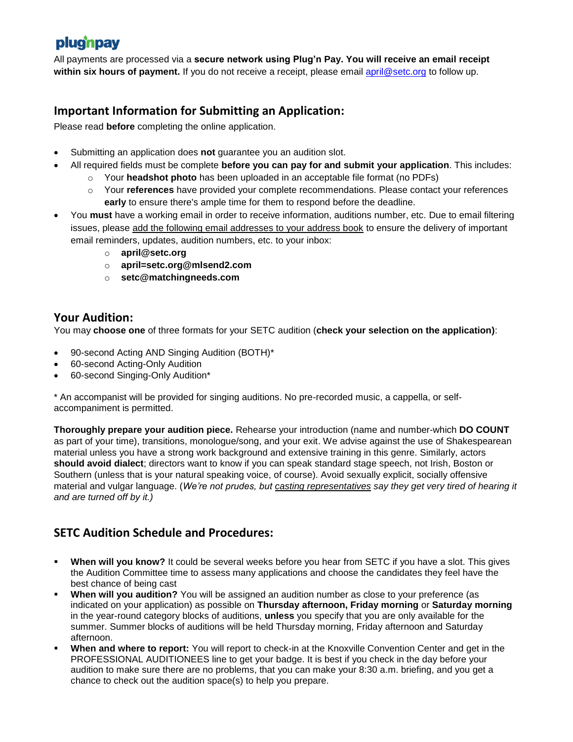plugnpay

All payments are processed via a **secure network using Plug'n Pay. You will receive an email receipt within six hours of payment.** If you do not receive a receipt, please email april@setc.org to follow up.

## Important Information for Submitting an Application:

Please read **before** completing the online application.

- Submitting an application does **not** guarantee you an audition slot.
- All required fields must be complete **before you can pay for and submit your application**. This includes:
  - Your **headshot photo** has been uploaded in an acceptable file format (no PDFs)
  - Your **references** have provided your complete recommendations. Please contact your references **early** to ensure there's ample time for them to respond before the deadline.
- You **must** have a working email in order to receive information, auditions number, etc. Due to email filtering issues, please add the following email addresses to your address book to ensure the delivery of important email reminders, updates, audition numbers, etc. to your inbox:
  - **april@setc.org**
  - **april=setc.org@mlsend2.com**
  - **setc@matchingneeds.com**

## Your Audition:

You may **choose one** of three formats for your SETC audition (**check your selection on the application)**:

- 90-second Acting AND Singing Audition (BOTH)*
- 60-second Acting-Only Audition
- 60-second Singing-Only Audition*

* An accompanist will be provided for singing auditions. No pre-recorded music, a cappella, or self-accompaniment is permitted.

**Thoroughly prepare your audition piece.** Rehearse your introduction (name and number-which **DO COUNT** as part of your time), transitions, monologue/song, and your exit. We advise against the use of Shakespearean material unless you have a strong work background and extensive training in this genre. Similarly, actors **should avoid dialect**; directors want to know if you can speak standard stage speech, not Irish, Boston or Southern (unless that is your natural speaking voice, of course). Avoid sexually explicit, socially offensive material and vulgar language. (*We're not prudes, but casting representatives say they get very tired of hearing it and are turned off by it.)*

## SETC Audition Schedule and Procedures:

- **When will you know?** It could be several weeks before you hear from SETC if you have a slot. This gives the Audition Committee time to assess many applications and choose the candidates they feel have the best chance of being cast
- **When will you audition?** You will be assigned an audition number as close to your preference (as indicated on your application) as possible on **Thursday afternoon, Friday morning** or **Saturday morning** in the year-round category blocks of auditions, **unless** you specify that you are only available for the summer. Summer blocks of auditions will be held Thursday morning, Friday afternoon and Saturday afternoon.
- **When and where to report:** You will report to check-in at the Knoxville Convention Center and get in the PROFESSIONAL AUDITIONEES line to get your badge. It is best if you check in the day before your audition to make sure there are no problems, that you can make your 8:30 a.m. briefing, and you get a chance to check out the audition space(s) to help you prepare.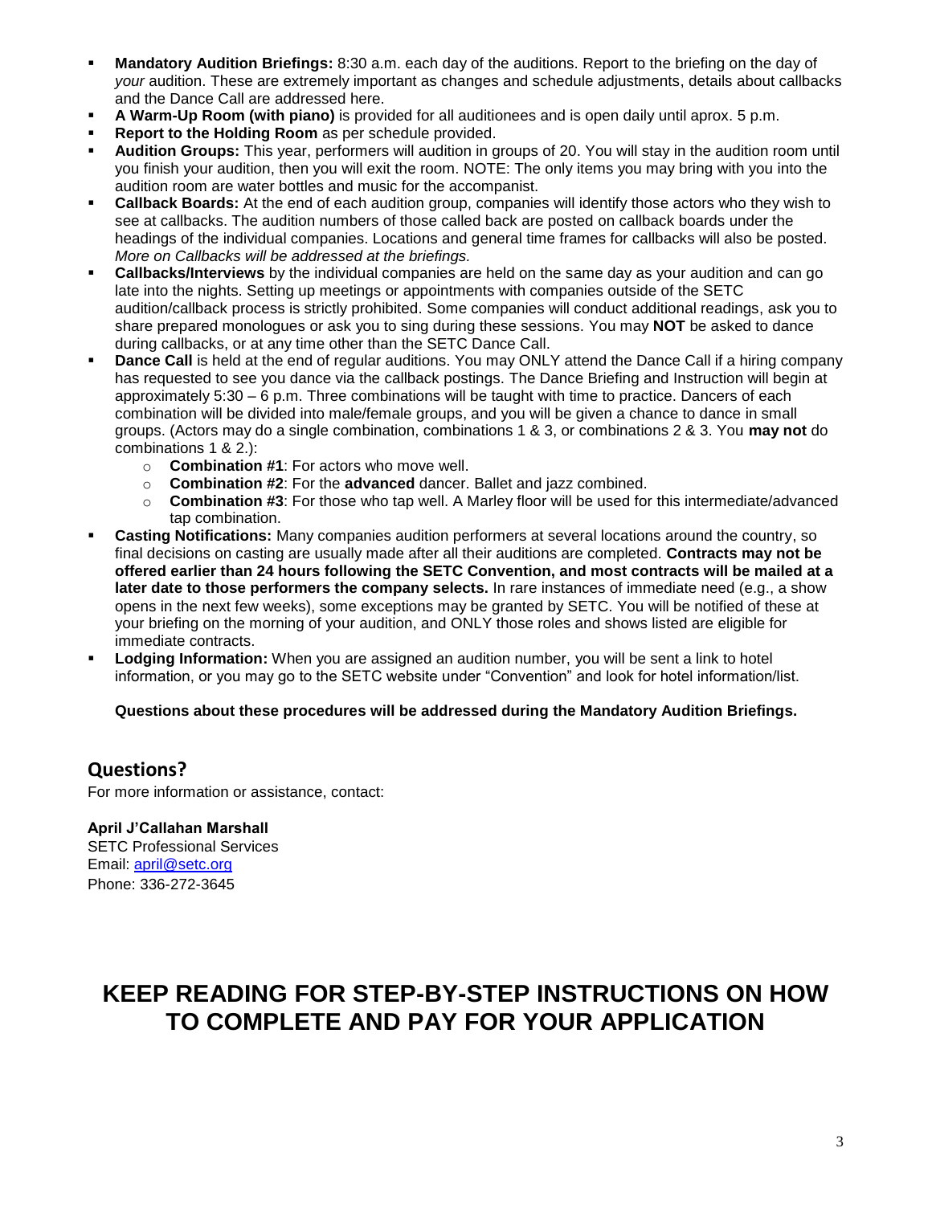- **Mandatory Audition Briefings:** 8:30 a.m. each day of the auditions. Report to the briefing on the day of *your* audition. These are extremely important as changes and schedule adjustments, details about callbacks and the Dance Call are addressed here.
- **A Warm-Up Room (with piano)** is provided for all auditionees and is open daily until aprox. 5 p.m.
- **Report to the Holding Room** as per schedule provided.
- **Audition Groups:** This year, performers will audition in groups of 20. You will stay in the audition room until you finish your audition, then you will exit the room. NOTE: The only items you may bring with you into the audition room are water bottles and music for the accompanist.
- **Callback Boards:** At the end of each audition group, companies will identify those actors who they wish to see at callbacks. The audition numbers of those called back are posted on callback boards under the headings of the individual companies. Locations and general time frames for callbacks will also be posted. *More on Callbacks will be addressed at the briefings.*
- **Callbacks/Interviews** by the individual companies are held on the same day as your audition and can go late into the nights. Setting up meetings or appointments with companies outside of the SETC audition/callback process is strictly prohibited. Some companies will conduct additional readings, ask you to share prepared monologues or ask you to sing during these sessions. You may **NOT** be asked to dance during callbacks, or at any time other than the SETC Dance Call.
- **Dance Call** is held at the end of regular auditions. You may ONLY attend the Dance Call if a hiring company has requested to see you dance via the callback postings. The Dance Briefing and Instruction will begin at approximately 5:30 – 6 p.m. Three combinations will be taught with time to practice. Dancers of each combination will be divided into male/female groups, and you will be given a chance to dance in small groups. (Actors may do a single combination, combinations 1 & 3, or combinations 2 & 3. You **may not** do combinations 1 & 2.):
  - **Combination #1**: For actors who move well.
  - **Combination #2**: For the **advanced** dancer. Ballet and jazz combined.
  - **Combination #3**: For those who tap well. A Marley floor will be used for this intermediate/advanced tap combination.
- **Casting Notifications:** Many companies audition performers at several locations around the country, so final decisions on casting are usually made after all their auditions are completed. **Contracts may not be offered earlier than 24 hours following the SETC Convention, and most contracts will be mailed at a later date to those performers the company selects.** In rare instances of immediate need (e.g., a show opens in the next few weeks), some exceptions may be granted by SETC. You will be notified of these at your briefing on the morning of your audition, and ONLY those roles and shows listed are eligible for immediate contracts.
- **Lodging Information:** When you are assigned an audition number, you will be sent a link to hotel information, or you may go to the SETC website under "Convention" and look for hotel information/list.

**Questions about these procedures will be addressed during the Mandatory Audition Briefings.**

## Questions?

For more information or assistance, contact:

**April J'Callahan Marshall**
SETC Professional Services
Email: april@setc.org
Phone: 336-272-3645

# KEEP READING FOR STEP-BY-STEP INSTRUCTIONS ON HOW TO COMPLETE AND PAY FOR YOUR APPLICATION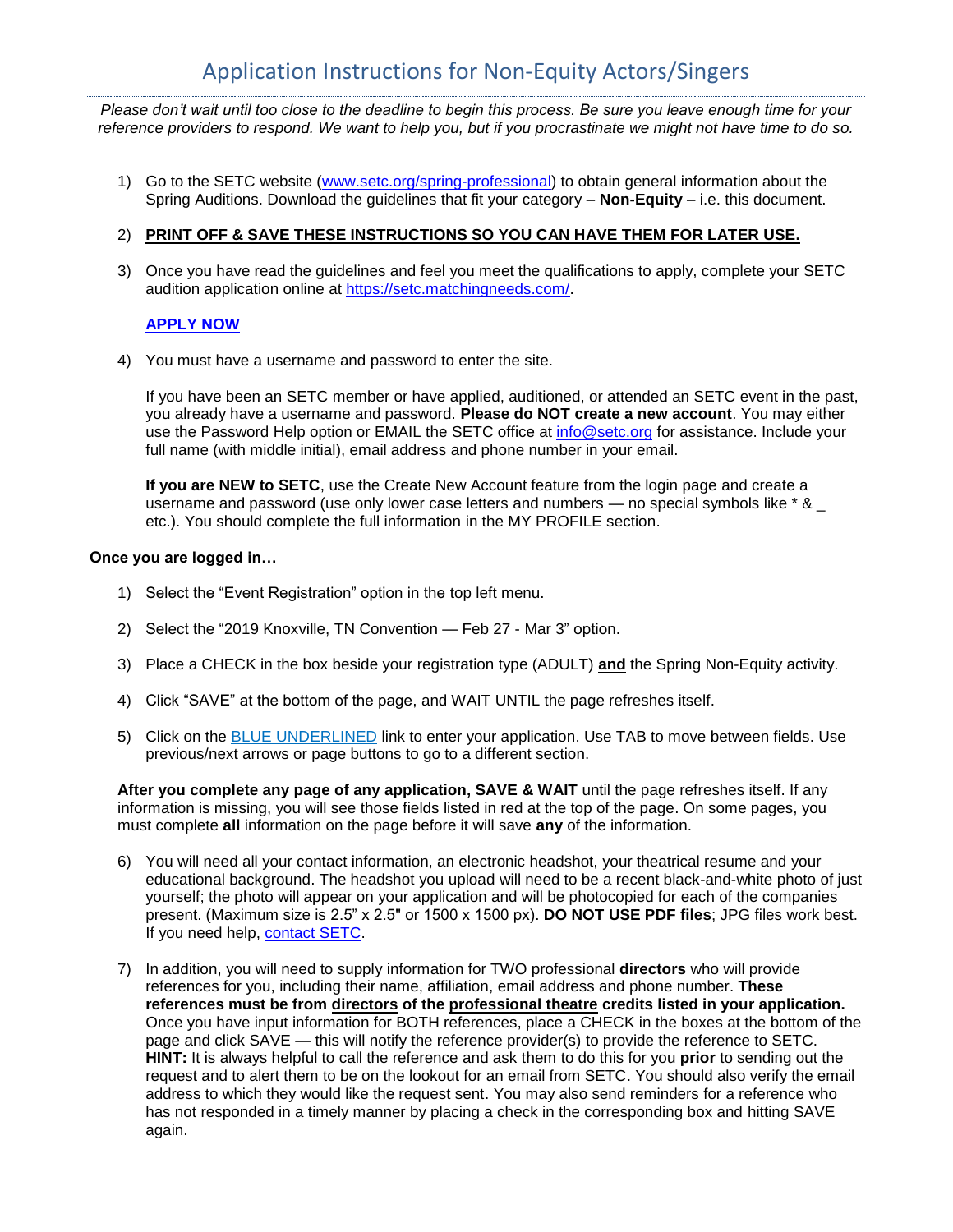# Application Instructions for Non-Equity Actors/Singers

*Please don't wait until too close to the deadline to begin this process. Be sure you leave enough time for your reference providers to respond. We want to help you, but if you procrastinate we might not have time to do so.*

1) Go to the SETC website (www.setc.org/spring-professional) to obtain general information about the Spring Auditions. Download the guidelines that fit your category – **Non-Equity** – i.e. this document.

2) **PRINT OFF & SAVE THESE INSTRUCTIONS SO YOU CAN HAVE THEM FOR LATER USE.**

3) Once you have read the guidelines and feel you meet the qualifications to apply, complete your SETC audition application online at https://setc.matchingneeds.com/.

   **APPLY NOW**

4) You must have a username and password to enter the site.

   If you have been an SETC member or have applied, auditioned, or attended an SETC event in the past, you already have a username and password. **Please do NOT create a new account**. You may either use the Password Help option or EMAIL the SETC office at info@setc.org for assistance. Include your full name (with middle initial), email address and phone number in your email.

   **If you are NEW to SETC**, use the Create New Account feature from the login page and create a username and password (use only lower case letters and numbers — no special symbols like * & _ etc.). You should complete the full information in the MY PROFILE section.

**Once you are logged in…**

1) Select the "Event Registration" option in the top left menu.

2) Select the "2019 Knoxville, TN Convention — Feb 27 - Mar 3" option.

3) Place a CHECK in the box beside your registration type (ADULT) **and** the Spring Non-Equity activity.

4) Click "SAVE" at the bottom of the page, and WAIT UNTIL the page refreshes itself.

5) Click on the BLUE UNDERLINED link to enter your application. Use TAB to move between fields. Use previous/next arrows or page buttons to go to a different section.

**After you complete any page of any application, SAVE & WAIT** until the page refreshes itself. If any information is missing, you will see those fields listed in red at the top of the page. On some pages, you must complete **all** information on the page before it will save **any** of the information.

6) You will need all your contact information, an electronic headshot, your theatrical resume and your educational background. The headshot you upload will need to be a recent black-and-white photo of just yourself; the photo will appear on your application and will be photocopied for each of the companies present. (Maximum size is 2.5" x 2.5" or 1500 x 1500 px). **DO NOT USE PDF files**; JPG files work best. If you need help, contact SETC.

7) In addition, you will need to supply information for TWO professional **directors** who will provide references for you, including their name, affiliation, email address and phone number. **These references must be from directors of the professional theatre credits listed in your application.** Once you have input information for BOTH references, place a CHECK in the boxes at the bottom of the page and click SAVE — this will notify the reference provider(s) to provide the reference to SETC. **HINT:** It is always helpful to call the reference and ask them to do this for you **prior** to sending out the request and to alert them to be on the lookout for an email from SETC. You should also verify the email address to which they would like the request sent. You may also send reminders for a reference who has not responded in a timely manner by placing a check in the corresponding box and hitting SAVE again.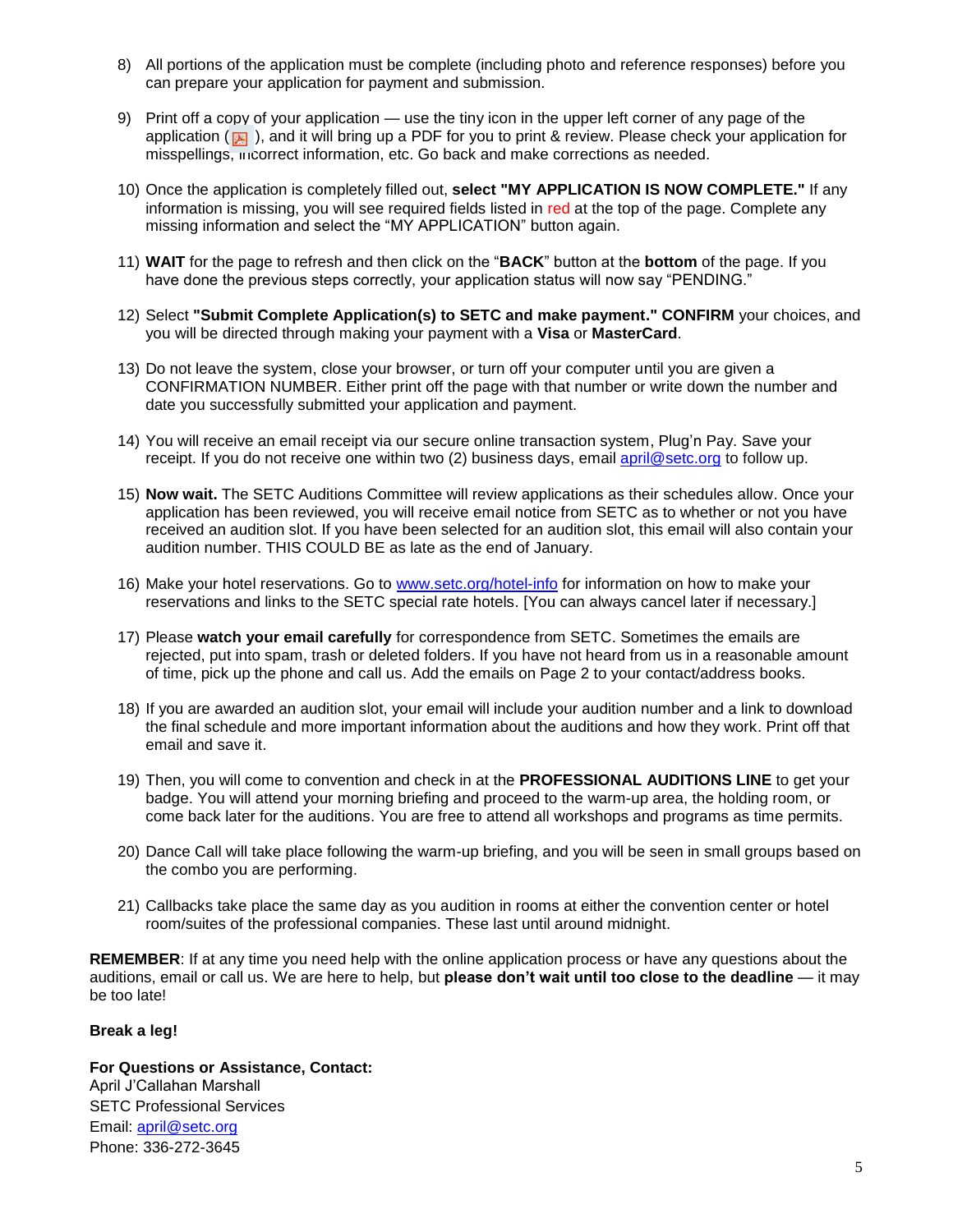8) All portions of the application must be complete (including photo and reference responses) before you can prepare your application for payment and submission.

9) Print off a copy of your application — use the tiny icon in the upper left corner of any page of the application ( ), and it will bring up a PDF for you to print & review. Please check your application for misspellings, incorrect information, etc. Go back and make corrections as needed.

10) Once the application is completely filled out, **select "MY APPLICATION IS NOW COMPLETE."** If any information is missing, you will see required fields listed in red at the top of the page. Complete any missing information and select the "MY APPLICATION" button again.

11) **WAIT** for the page to refresh and then click on the "**BACK**" button at the **bottom** of the page. If you have done the previous steps correctly, your application status will now say "PENDING."

12) Select **"Submit Complete Application(s) to SETC and make payment." CONFIRM** your choices, and you will be directed through making your payment with a **Visa** or **MasterCard**.

13) Do not leave the system, close your browser, or turn off your computer until you are given a CONFIRMATION NUMBER. Either print off the page with that number or write down the number and date you successfully submitted your application and payment.

14) You will receive an email receipt via our secure online transaction system, Plug'n Pay. Save your receipt. If you do not receive one within two (2) business days, email april@setc.org to follow up.

15) **Now wait.** The SETC Auditions Committee will review applications as their schedules allow. Once your application has been reviewed, you will receive email notice from SETC as to whether or not you have received an audition slot. If you have been selected for an audition slot, this email will also contain your audition number. THIS COULD BE as late as the end of January.

16) Make your hotel reservations. Go to www.setc.org/hotel-info for information on how to make your reservations and links to the SETC special rate hotels. [You can always cancel later if necessary.]

17) Please **watch your email carefully** for correspondence from SETC. Sometimes the emails are rejected, put into spam, trash or deleted folders. If you have not heard from us in a reasonable amount of time, pick up the phone and call us. Add the emails on Page 2 to your contact/address books.

18) If you are awarded an audition slot, your email will include your audition number and a link to download the final schedule and more important information about the auditions and how they work. Print off that email and save it.

19) Then, you will come to convention and check in at the **PROFESSIONAL AUDITIONS LINE** to get your badge. You will attend your morning briefing and proceed to the warm-up area, the holding room, or come back later for the auditions. You are free to attend all workshops and programs as time permits.

20) Dance Call will take place following the warm-up briefing, and you will be seen in small groups based on the combo you are performing.

21) Callbacks take place the same day as you audition in rooms at either the convention center or hotel room/suites of the professional companies. These last until around midnight.

**REMEMBER**: If at any time you need help with the online application process or have any questions about the auditions, email or call us. We are here to help, but **please don't wait until too close to the deadline** — it may be too late!

**Break a leg!**

**For Questions or Assistance, Contact:**
April J'Callahan Marshall
SETC Professional Services
Email: april@setc.org
Phone: 336-272-3645